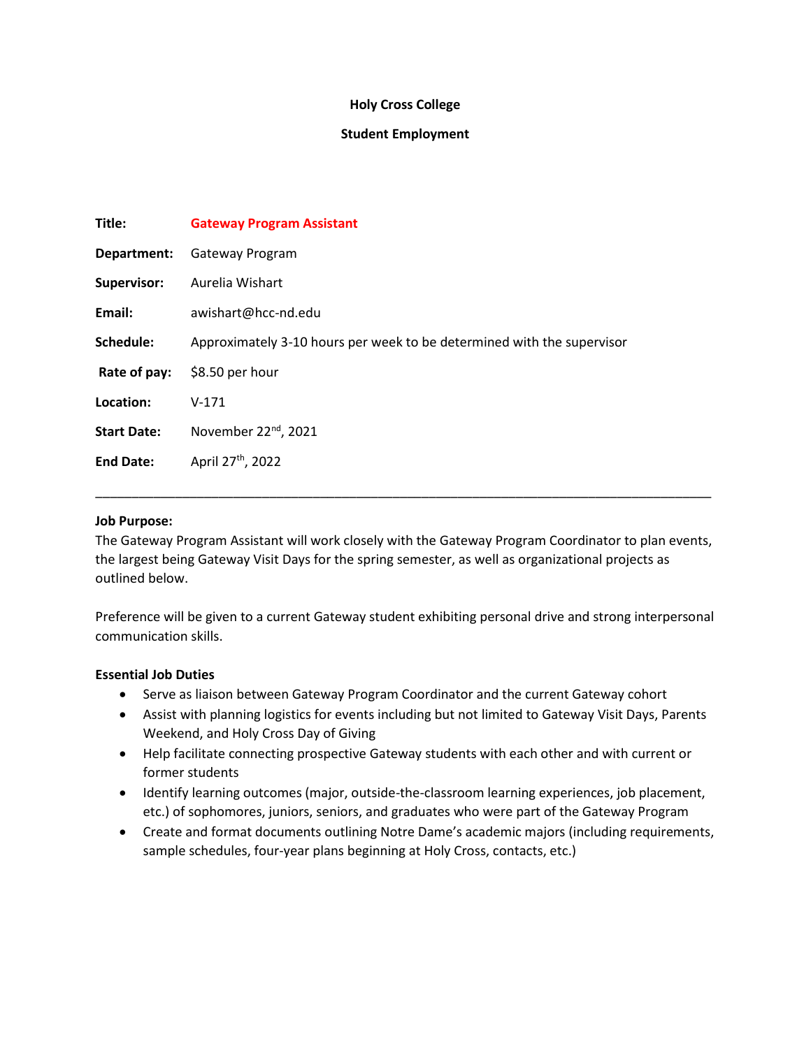**Holy Cross College**

**Student Employment**

| | |
|---|---|
| **Title:** | **Gateway Program Assistant** |
| **Department:** | Gateway Program |
| **Supervisor:** | Aurelia Wishart |
| **Email:** | awishart@hcc-nd.edu |
| **Schedule:** | Approximately 3-10 hours per week to be determined with the supervisor |
| **Rate of pay:** | $8.50 per hour |
| **Location:** | V-171 |
| **Start Date:** | November 22nd, 2021 |
| **End Date:** | April 27th, 2022 |

---

**Job Purpose:**
The Gateway Program Assistant will work closely with the Gateway Program Coordinator to plan events, the largest being Gateway Visit Days for the spring semester, as well as organizational projects as outlined below.

Preference will be given to a current Gateway student exhibiting personal drive and strong interpersonal communication skills.

**Essential Job Duties**

- Serve as liaison between Gateway Program Coordinator and the current Gateway cohort
- Assist with planning logistics for events including but not limited to Gateway Visit Days, Parents Weekend, and Holy Cross Day of Giving
- Help facilitate connecting prospective Gateway students with each other and with current or former students
- Identify learning outcomes (major, outside-the-classroom learning experiences, job placement, etc.) of sophomores, juniors, seniors, and graduates who were part of the Gateway Program
- Create and format documents outlining Notre Dame's academic majors (including requirements, sample schedules, four-year plans beginning at Holy Cross, contacts, etc.)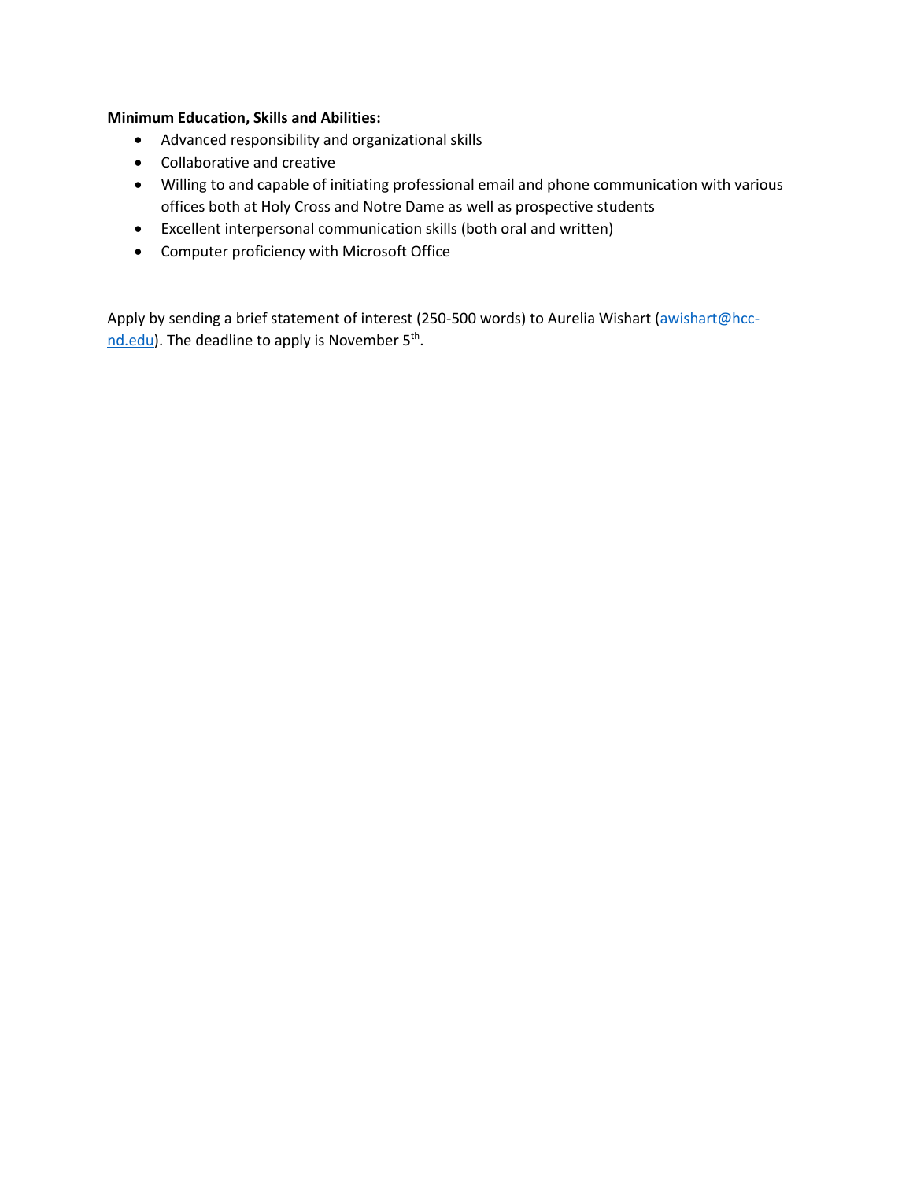**Minimum Education, Skills and Abilities:**

- Advanced responsibility and organizational skills
- Collaborative and creative
- Willing to and capable of initiating professional email and phone communication with various offices both at Holy Cross and Notre Dame as well as prospective students
- Excellent interpersonal communication skills (both oral and written)
- Computer proficiency with Microsoft Office

Apply by sending a brief statement of interest (250-500 words) to Aurelia Wishart (awishart@hcc-nd.edu). The deadline to apply is November 5th.